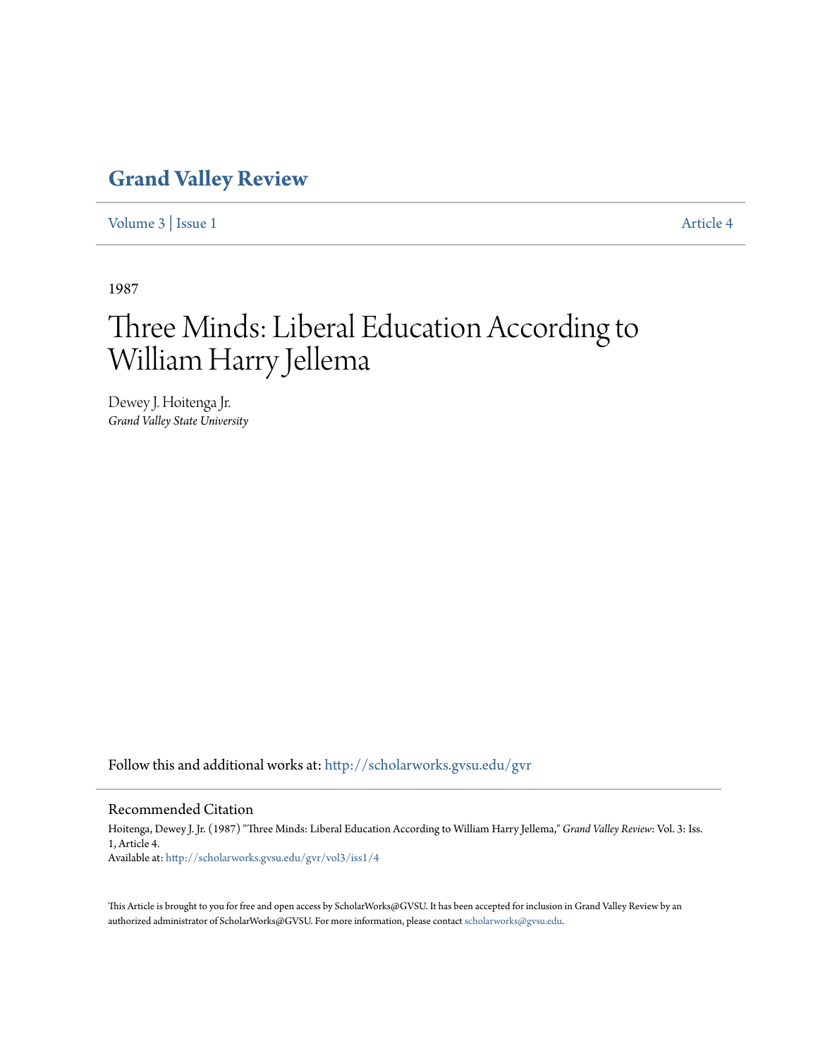# Grand Valley Review

Volume 3 | Issue 1 Article 4

1987

# Three Minds: Liberal Education According to William Harry Jellema

Dewey J. Hoitenga Jr.
*Grand Valley State University*

Follow this and additional works at: http://scholarworks.gvsu.edu/gvr

## Recommended Citation

Hoitenga, Dewey J. Jr. (1987) "Three Minds: Liberal Education According to William Harry Jellema," *Grand Valley Review*: Vol. 3: Iss. 1, Article 4.
Available at: http://scholarworks.gvsu.edu/gvr/vol3/iss1/4

This Article is brought to you for free and open access by ScholarWorks@GVSU. It has been accepted for inclusion in Grand Valley Review by an authorized administrator of ScholarWorks@GVSU. For more information, please contact scholarworks@gvsu.edu.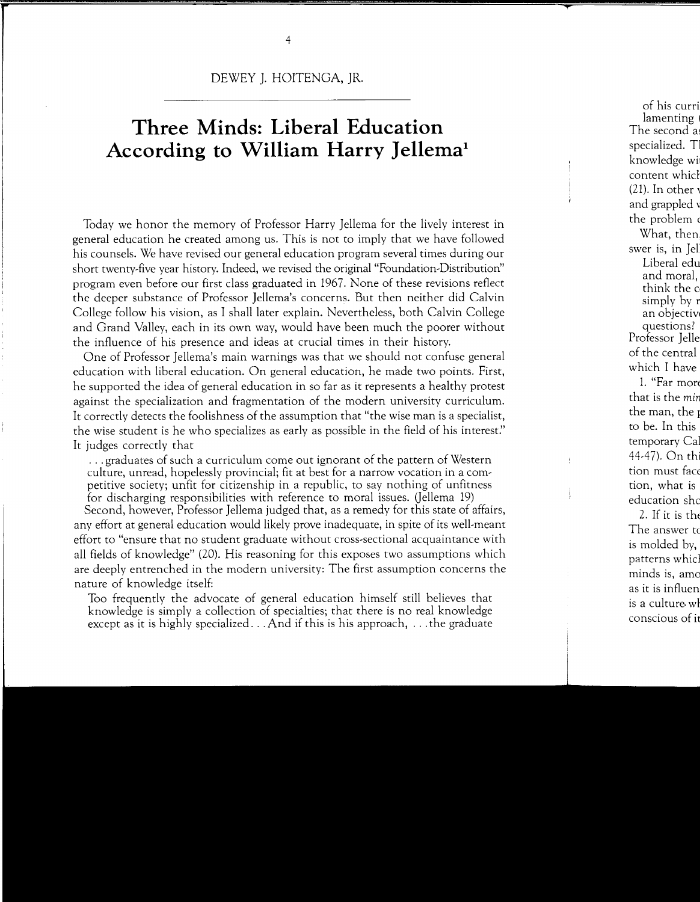DEWEY J. HOITENGA, JR.

# Three Minds: Liberal Education According to William Harry Jellema[1]

Today we honor the memory of Professor Harry Jellema for the lively interest in general education he created among us. This is not to imply that we have followed his counsels. We have revised our general education program several times during our short twenty-five year history. Indeed, we revised the original "Foundation-Distribution" program even before our first class graduated in 1967. None of these revisions reflect the deeper substance of Professor Jellema's concerns. But then neither did Calvin College follow his vision, as I shall later explain. Nevertheless, both Calvin College and Grand Valley, each in its own way, would have been much the poorer without the influence of his presence and ideas at crucial times in their history.

One of Professor Jellema's main warnings was that we should not confuse general education with liberal education. On general education, he made two points. First, he supported the idea of general education in so far as it represents a healthy protest against the specialization and fragmentation of the modern university curriculum. It correctly detects the foolishness of the assumption that "the wise man is a specialist, the wise student is he who specializes as early as possible in the field of his interest." It judges correctly that

> . . . graduates of such a curriculum come out ignorant of the pattern of Western culture, unread, hopelessly provincial; fit at best for a narrow vocation in a competitive society; unfit for citizenship in a republic, to say nothing of unfitness for discharging responsibilities with reference to moral issues. (Jellema 19)

Second, however, Professor Jellema judged that, as a remedy for this state of affairs, any effort at general education would likely prove inadequate, in spite of its well-meant effort to "ensure that no student graduate without cross-sectional acquaintance with all fields of knowledge" (20). His reasoning for this exposes two assumptions which are deeply entrenched in the modern university: The first assumption concerns the nature of knowledge itself:

> Too frequently the advocate of general education himself still believes that knowledge is simply a collection of specialties; that there is no real knowledge except as it is highly specialized. . . And if this is his approach, . . . the graduate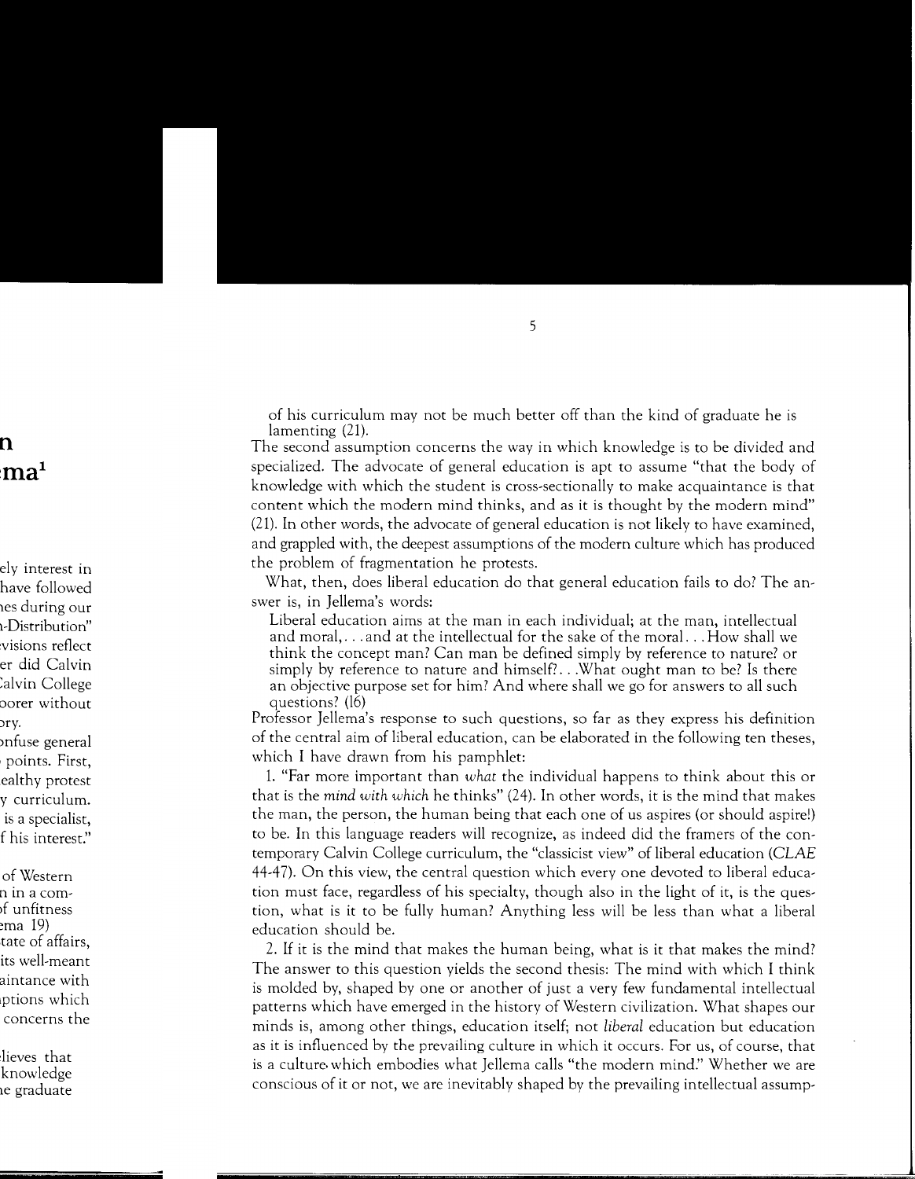of his curriculum may not be much better off than the kind of graduate he is lamenting (21).

The second assumption concerns the way in which knowledge is to be divided and specialized. The advocate of general education is apt to assume "that the body of knowledge with which the student is cross-sectionally to make acquaintance is that content which the modern mind thinks, and as it is thought by the modern mind" (21). In other words, the advocate of general education is not likely to have examined, and grappled with, the deepest assumptions of the modern culture which has produced the problem of fragmentation he protests.

What, then, does liberal education do that general education fails to do? The answer is, in Jellema's words:

> Liberal education aims at the man in each individual; at the man, intellectual and moral,. . . and at the intellectual for the sake of the moral. . . How shall we think the concept man? Can man be defined simply by reference to nature? or simply by reference to nature and himself?. . .What ought man to be? Is there an objective purpose set for him? And where shall we go for answers to all such questions? (16)

Professor Jellema's response to such questions, so far as they express his definition of the central aim of liberal education, can be elaborated in the following ten theses, which I have drawn from his pamphlet:

1. "Far more important than *what* the individual happens to think about this or that is the *mind with which* he thinks" (24). In other words, it is the mind that makes the man, the person, the human being that each one of us aspires (or should aspire!) to be. In this language readers will recognize, as indeed did the framers of the contemporary Calvin College curriculum, the "classicist view" of liberal education (*CLAE* 44-47). On this view, the central question which every one devoted to liberal education must face, regardless of his specialty, though also in the light of it, is the question, what is it to be fully human? Anything less will be less than what a liberal education should be.

2. If it is the mind that makes the human being, what is it that makes the mind? The answer to this question yields the second thesis: The mind with which I think is molded by, shaped by one or another of just a very few fundamental intellectual patterns which have emerged in the history of Western civilization. What shapes our minds is, among other things, education itself; not *liberal* education but education as it is influenced by the prevailing culture in which it occurs. For us, of course, that is a culture which embodies what Jellema calls "the modern mind." Whether we are conscious of it or not, we are inevitably shaped by the prevailing intellectual assump-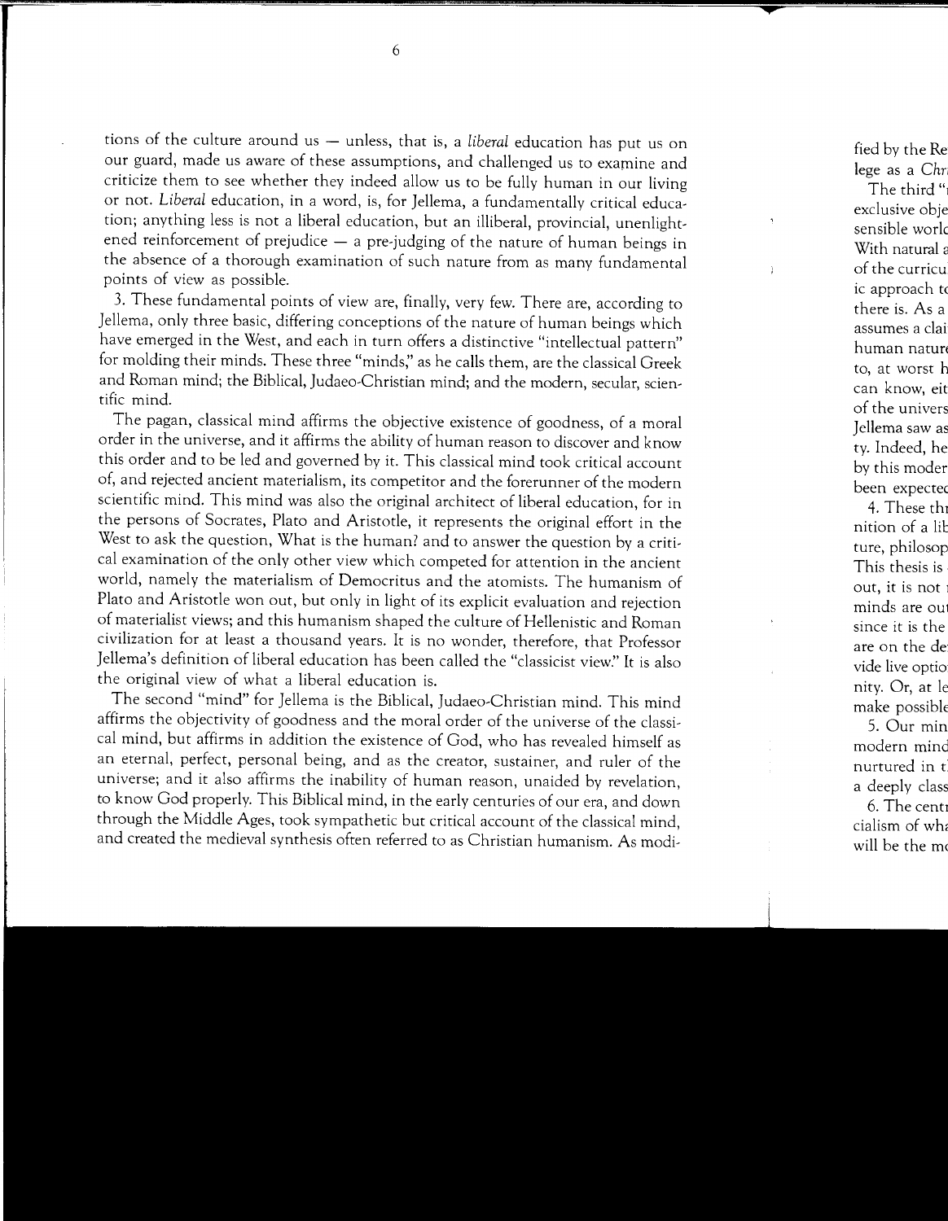tions of the culture around us — unless, that is, a *liberal* education has put us on our guard, made us aware of these assumptions, and challenged us to examine and criticize them to see whether they indeed allow us to be fully human in our living or not. *Liberal* education, in a word, is, for Jellema, a fundamentally critical education; anything less is not a liberal education, but an illiberal, provincial, unenlightened reinforcement of prejudice — a pre-judging of the nature of human beings in the absence of a thorough examination of such nature from as many fundamental points of view as possible.

3. These fundamental points of view are, finally, very few. There are, according to Jellema, only three basic, differing conceptions of the nature of human beings which have emerged in the West, and each in turn offers a distinctive "intellectual pattern" for molding their minds. These three "minds," as he calls them, are the classical Greek and Roman mind; the Biblical, Judaeo-Christian mind; and the modern, secular, scientific mind.

The pagan, classical mind affirms the objective existence of goodness, of a moral order in the universe, and it affirms the ability of human reason to discover and know this order and to be led and governed by it. This classical mind took critical account of, and rejected ancient materialism, its competitor and the forerunner of the modern scientific mind. This mind was also the original architect of liberal education, for in the persons of Socrates, Plato and Aristotle, it represents the original effort in the West to ask the question, What is the human? and to answer the question by a critical examination of the only other view which competed for attention in the ancient world, namely the materialism of Democritus and the atomists. The humanism of Plato and Aristotle won out, but only in light of its explicit evaluation and rejection of materialist views; and this humanism shaped the culture of Hellenistic and Roman civilization for at least a thousand years. It is no wonder, therefore, that Professor Jellema's definition of liberal education has been called the "classicist view." It is also the original view of what a liberal education is.

The second "mind" for Jellema is the Biblical, Judaeo-Christian mind. This mind affirms the objectivity of goodness and the moral order of the universe of the classical mind, but affirms in addition the existence of God, who has revealed himself as an eternal, perfect, personal being, and as the creator, sustainer, and ruler of the universe; and it also affirms the inability of human reason, unaided by revelation, to know God properly. This Biblical mind, in the early centuries of our era, and down through the Middle Ages, took sympathetic but critical account of the classical mind, and created the medieval synthesis often referred to as Christian humanism. As modi-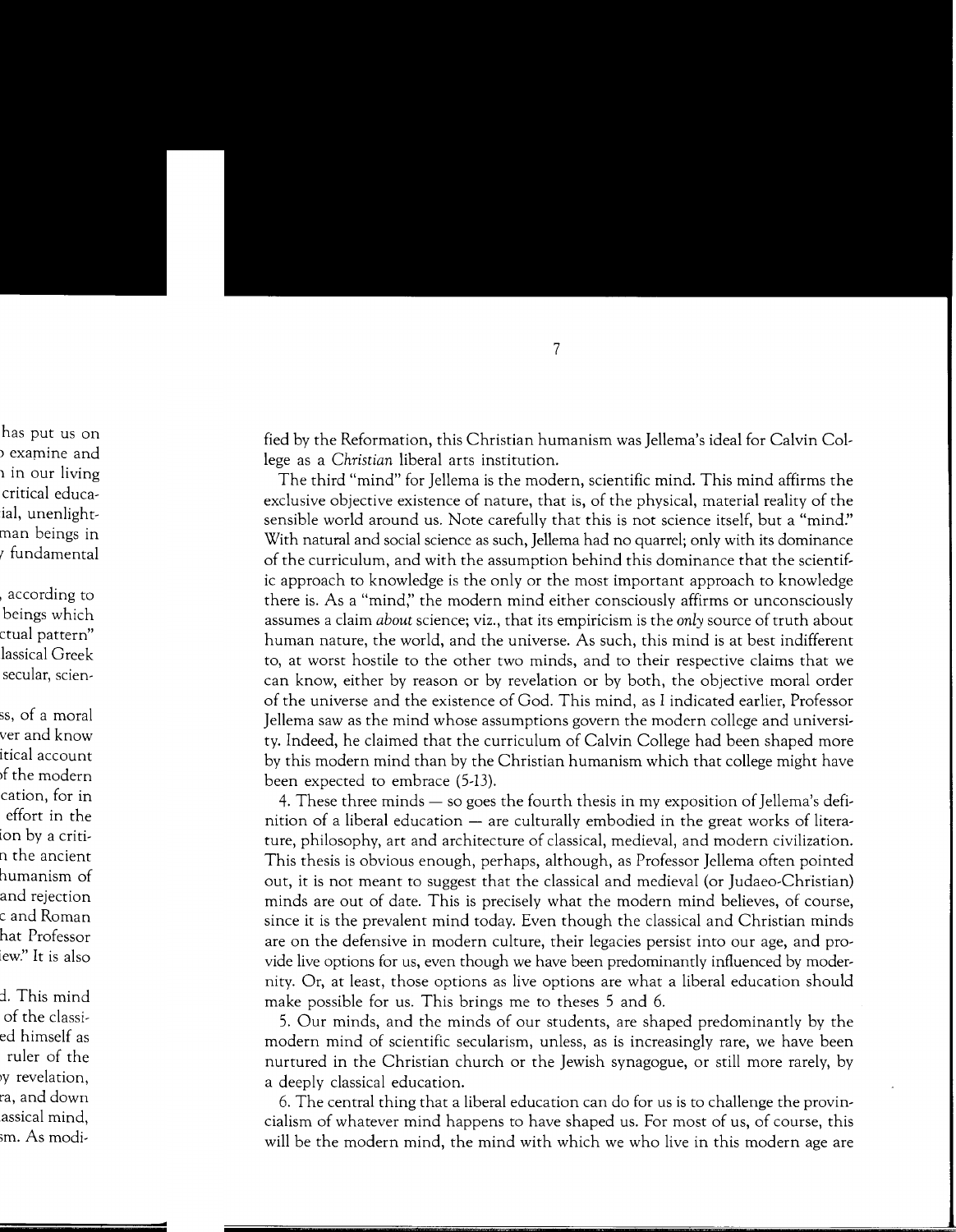fied by the Reformation, this Christian humanism was Jellema's ideal for Calvin College as a *Christian* liberal arts institution.

The third "mind" for Jellema is the modern, scientific mind. This mind affirms the exclusive objective existence of nature, that is, of the physical, material reality of the sensible world around us. Note carefully that this is not science itself, but a "mind." With natural and social science as such, Jellema had no quarrel; only with its dominance of the curriculum, and with the assumption behind this dominance that the scientific approach to knowledge is the only or the most important approach to knowledge there is. As a "mind," the modern mind either consciously affirms or unconsciously assumes a claim *about* science; viz., that its empiricism is the *only* source of truth about human nature, the world, and the universe. As such, this mind is at best indifferent to, at worst hostile to the other two minds, and to their respective claims that we can know, either by reason or by revelation or by both, the objective moral order of the universe and the existence of God. This mind, as I indicated earlier, Professor Jellema saw as the mind whose assumptions govern the modern college and university. Indeed, he claimed that the curriculum of Calvin College had been shaped more by this modern mind than by the Christian humanism which that college might have been expected to embrace (5-13).

4. These three minds — so goes the fourth thesis in my exposition of Jellema's definition of a liberal education — are culturally embodied in the great works of literature, philosophy, art and architecture of classical, medieval, and modern civilization. This thesis is obvious enough, perhaps, although, as Professor Jellema often pointed out, it is not meant to suggest that the classical and medieval (or Judaeo-Christian) minds are out of date. This is precisely what the modern mind believes, of course, since it is the prevalent mind today. Even though the classical and Christian minds are on the defensive in modern culture, their legacies persist into our age, and provide live options for us, even though we have been predominantly influenced by modernity. Or, at least, those options as live options are what a liberal education should make possible for us. This brings me to theses 5 and 6.

5. Our minds, and the minds of our students, are shaped predominantly by the modern mind of scientific secularism, unless, as is increasingly rare, we have been nurtured in the Christian church or the Jewish synagogue, or still more rarely, by a deeply classical education.

6. The central thing that a liberal education can do for us is to challenge the provincialism of whatever mind happens to have shaped us. For most of us, of course, this will be the modern mind, the mind with which we who live in this modern age are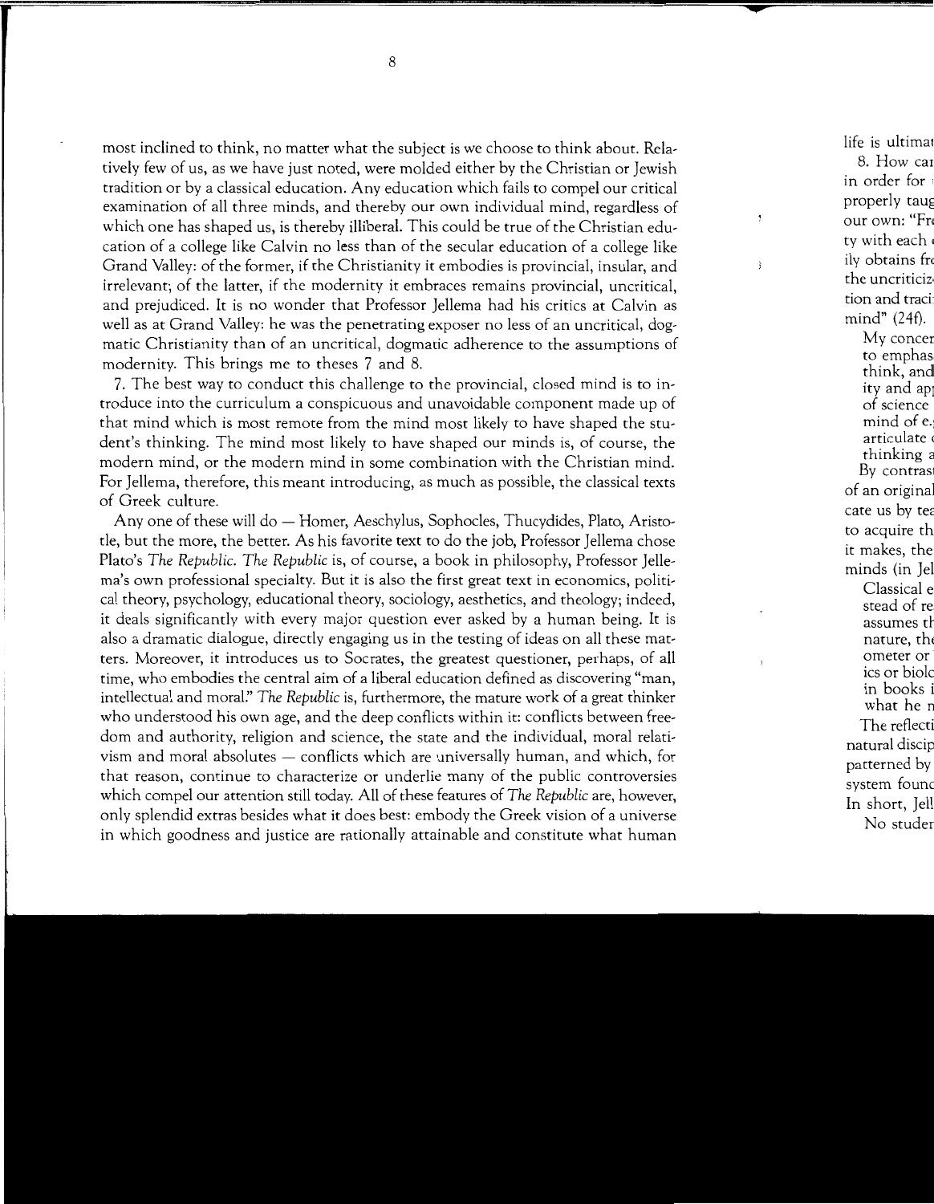most inclined to think, no matter what the subject is we choose to think about. Relatively few of us, as we have just noted, were molded either by the Christian or Jewish tradition or by a classical education. Any education which fails to compel our critical examination of all three minds, and thereby our own individual mind, regardless of which one has shaped us, is thereby illiberal. This could be true of the Christian education of a college like Calvin no less than of the secular education of a college like Grand Valley: of the former, if the Christianity it embodies is provincial, insular, and irrelevant; of the latter, if the modernity it embraces remains provincial, uncritical, and prejudiced. It is no wonder that Professor Jellema had his critics at Calvin as well as at Grand Valley: he was the penetrating exposer no less of an uncritical, dogmatic Christianity than of an uncritical, dogmatic adherence to the assumptions of modernity. This brings me to theses 7 and 8.

7. The best way to conduct this challenge to the provincial, closed mind is to introduce into the curriculum a conspicuous and unavoidable component made up of that mind which is most remote from the mind most likely to have shaped the student's thinking. The mind most likely to have shaped our minds is, of course, the modern mind, or the modern mind in some combination with the Christian mind. For Jellema, therefore, this meant introducing, as much as possible, the classical texts of Greek culture.

Any one of these will do — Homer, Aeschylus, Sophocles, Thucydides, Plato, Aristotle, but the more, the better. As his favorite text to do the job, Professor Jellema chose Plato's *The Republic*. *The Republic* is, of course, a book in philosophy, Professor Jellema's own professional specialty. But it is also the first great text in economics, political theory, psychology, educational theory, sociology, aesthetics, and theology; indeed, it deals significantly with every major question ever asked by a human being. It is also a dramatic dialogue, directly engaging us in the testing of ideas on all these matters. Moreover, it introduces us to Socrates, the greatest questioner, perhaps, of all time, who embodies the central aim of a liberal education defined as discovering "man, intellectual and moral." *The Republic* is, furthermore, the mature work of a great thinker who understood his own age, and the deep conflicts within it: conflicts between freedom and authority, religion and science, the state and the individual, moral relativism and moral absolutes — conflicts which are universally human, and which, for that reason, continue to characterize or underlie many of the public controversies which compel our attention still today. All of these features of *The Republic* are, however, only splendid extras besides what it does best: embody the Greek vision of a universe in which goodness and justice are rationally attainable and constitute what human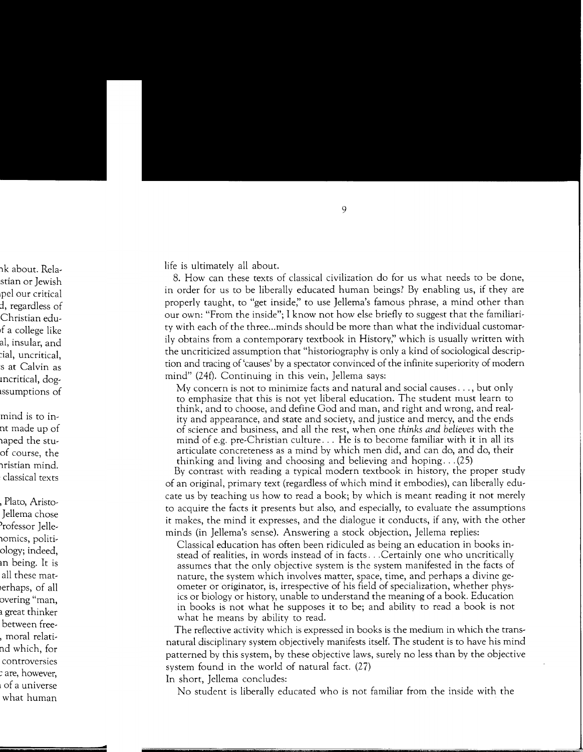life is ultimately all about.

8. How can these texts of classical civilization do for us what needs to be done, in order for us to be liberally educated human beings? By enabling us, if they are properly taught, to "get inside," to use Jellema's famous phrase, a mind other than our own: "From the inside"; I know not how else briefly to suggest that the familiarity with each of the three...minds should be more than what the individual customarily obtains from a contemporary textbook in History," which is usually written with the uncriticized assumption that "historiography is only a kind of sociological description and tracing of 'causes' by a spectator convinced of the infinite superiority of modern mind" (24f). Continuing in this vein, Jellema says:

> My concern is not to minimize facts and natural and social causes..., but only to emphasize that this is not yet liberal education. The student must learn to think, and to choose, and define God and man, and right and wrong, and reality and appearance, and state and society, and justice and mercy, and the ends of science and business, and all the rest, when one *thinks and believes* with the mind of e.g. pre-Christian culture... He is to become familiar with it in all its articulate concreteness as a mind by which men did, and can do, and do, their thinking and living and choosing and believing and hoping...(25)

By contrast with reading a typical modern textbook in history, the proper study of an original, primary text (regardless of which mind it embodies), can liberally educate us by teaching us how to read a book; by which is meant reading it not merely to acquire the facts it presents but also, and especially, to evaluate the assumptions it makes, the mind it expresses, and the dialogue it conducts, if any, with the other minds (in Jellema's sense). Answering a stock objection, Jellema replies:

> Classical education has often been ridiculed as being an education in books instead of realities, in words instead of in facts...Certainly one who uncritically assumes that the only objective system is the system manifested in the facts of nature, the system which involves matter, space, time, and perhaps a divine geometer or originator, is, irrespective of his field of specialization, whether physics or biology or history, unable to understand the meaning of a book. Education in books is not what he supposes it to be; and ability to read a book is not what he means by ability to read.
>
> The reflective activity which is expressed in books is the medium in which the transnatural disciplinary system objectively manifests itself. The student is to have his mind patterned by this system, by these objective laws, surely no less than by the objective system found in the world of natural fact. (27)

In short, Jellema concludes:

> No student is liberally educated who is not familiar from the inside with the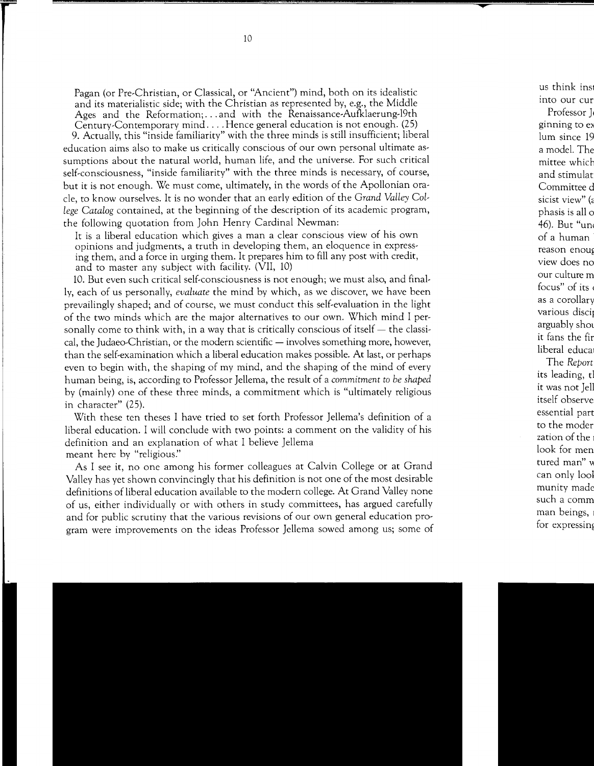Pagan (or Pre-Christian, or Classical, or "Ancient") mind, both on its idealistic and its materialistic side; with the Christian as represented by, e.g., the Middle Ages and the Reformation;. . . and with the Renaissance-Aufklaerung-19th Century-Contemporary mind. . . . Hence general education is not enough. (25)

9. Actually, this "inside familiarity" with the three minds is still insufficient; liberal education aims also to make us critically conscious of our own personal ultimate assumptions about the natural world, human life, and the universe. For such critical self-consciousness, "inside familiarity" with the three minds is necessary, of course, but it is not enough. We must come, ultimately, in the words of the Apollonian oracle, to know ourselves. It is no wonder that an early edition of the *Grand Valley College Catalog* contained, at the beginning of the description of its academic program, the following quotation from John Henry Cardinal Newman:

> It is a liberal education which gives a man a clear conscious view of his own opinions and judgments, a truth in developing them, an eloquence in expressing them, and a force in urging them. It prepares him to fill any post with credit, and to master any subject with facility. (VII, 10)

10. But even such critical self-consciousness is not enough; we must also, and finally, each of us personally, *evaluate* the mind by which, as we discover, we have been prevailingly shaped; and of course, we must conduct this self-evaluation in the light of the two minds which are the major alternatives to our own. Which mind I personally come to think with, in a way that is critically conscious of itself — the classical, the Judaeo-Christian, or the modern scientific — involves something more, however, than the self-examination which a liberal education makes possible. At last, or perhaps even to begin with, the shaping of my mind, and the shaping of the mind of every human being, is, according to Professor Jellema, the result of a *commitment to be shaped* by (mainly) one of these three minds, a commitment which is "ultimately religious in character" (25).

With these ten theses I have tried to set forth Professor Jellema's definition of a liberal education. I will conclude with two points: a comment on the validity of his definition and an explanation of what I believe Jellema meant here by "religious."

As I see it, no one among his former colleagues at Calvin College or at Grand Valley has yet shown convincingly that his definition is not one of the most desirable definitions of liberal education available to the modern college. At Grand Valley none of us, either individually or with others in study committees, has argued carefully and for public scrutiny that the various revisions of our own general education program were improvements on the ideas Professor Jellema sowed among us; some of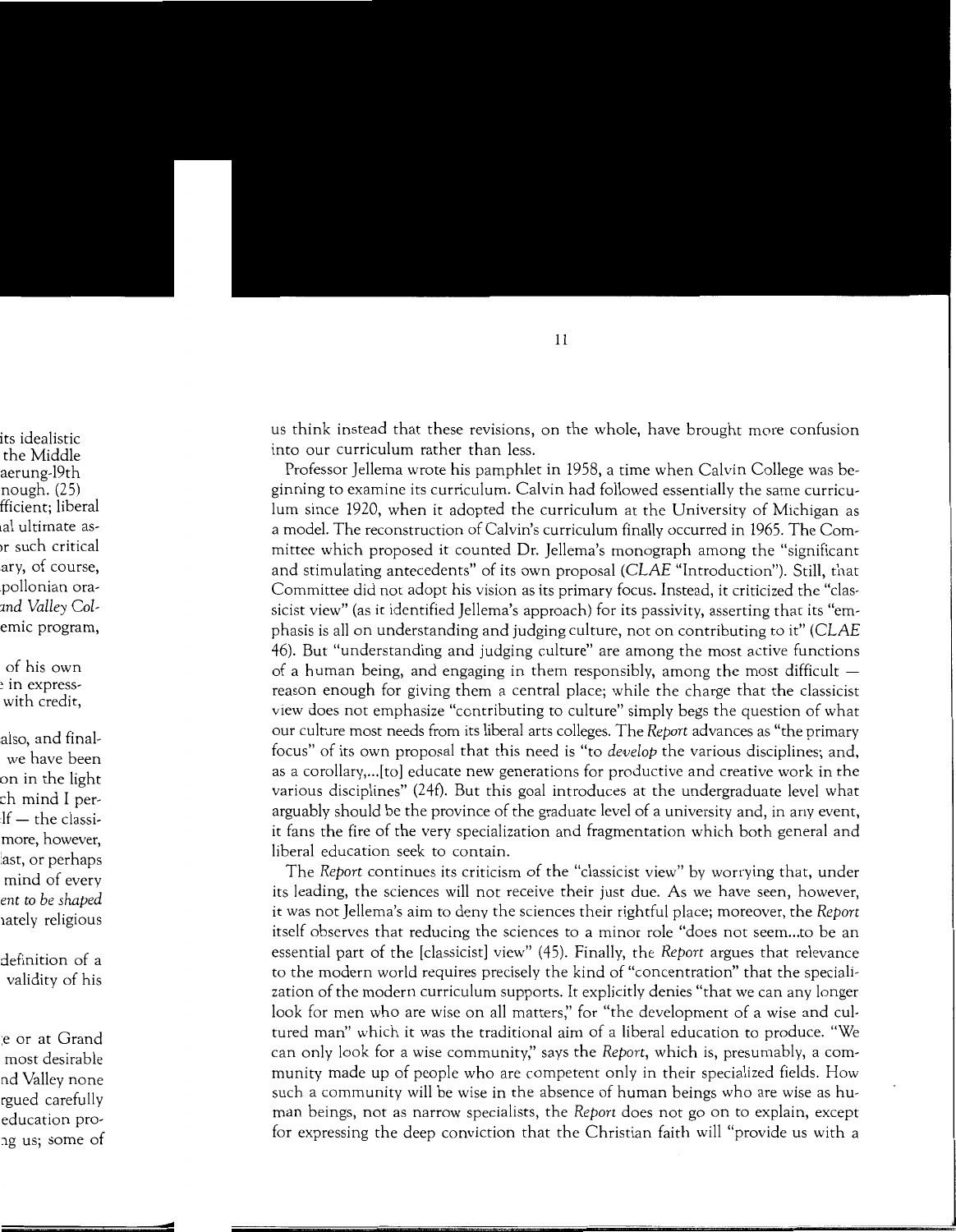us think instead that these revisions, on the whole, have brought more confusion into our curriculum rather than less.

Professor Jellema wrote his pamphlet in 1958, a time when Calvin College was beginning to examine its curriculum. Calvin had followed essentially the same curriculum since 1920, when it adopted the curriculum at the University of Michigan as a model. The reconstruction of Calvin's curriculum finally occurred in 1965. The Committee which proposed it counted Dr. Jellema's monograph among the "significant and stimulating antecedents" of its own proposal (*CLAE* "Introduction"). Still, that Committee did not adopt his vision as its primary focus. Instead, it criticized the "classicist view" (as it identified Jellema's approach) for its passivity, asserting that its "emphasis is all on understanding and judging culture, not on contributing to it" (*CLAE* 46). But "understanding and judging culture" are among the most active functions of a human being, and engaging in them responsibly, among the most difficult — reason enough for giving them a central place; while the charge that the classicist view does not emphasize "contributing to culture" simply begs the question of what our culture most needs from its liberal arts colleges. The *Report* advances as "the primary focus" of its own proposal that this need is "to *develop* the various disciplines; and, as a corollary,...[to] educate new generations for productive and creative work in the various disciplines" (24f). But this goal introduces at the undergraduate level what arguably should be the province of the graduate level of a university and, in any event, it fans the fire of the very specialization and fragmentation which both general and liberal education seek to contain.

The *Report* continues its criticism of the "classicist view" by worrying that, under its leading, the sciences will not receive their just due. As we have seen, however, it was not Jellema's aim to deny the sciences their rightful place; moreover, the *Report* itself observes that reducing the sciences to a minor role "does not seem...to be an essential part of the [classicist] view" (45). Finally, the *Report* argues that relevance to the modern world requires precisely the kind of "concentration" that the specialization of the modern curriculum supports. It explicitly denies "that we can any longer look for men who are wise on all matters," for "the development of a wise and cultured man" which it was the traditional aim of a liberal education to produce. "We can only look for a wise community," says the *Report*, which is, presumably, a community made up of people who are competent only in their specialized fields. How such a community will be wise in the absence of human beings who are wise as human beings, not as narrow specialists, the *Report* does not go on to explain, except for expressing the deep conviction that the Christian faith will "provide us with a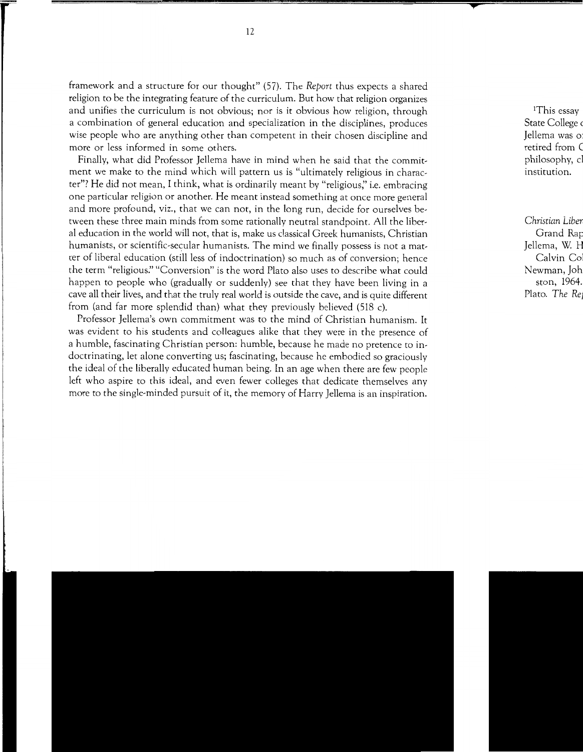framework and a structure for our thought" (57). The *Report* thus expects a shared religion to be the integrating feature of the curriculum. But how that religion organizes and unifies the curriculum is not obvious; nor is it obvious how religion, through a combination of general education and specialization in the disciplines, produces wise people who are anything other than competent in their chosen discipline and more or less informed in some others.

Finally, what did Professor Jellema have in mind when he said that the commitment we make to the mind which will pattern us is "ultimately religious in character"? He did not mean, I think, what is ordinarily meant by "religious," i.e. embracing one particular religion or another. He meant instead something at once more general and more profound, viz., that we can not, in the long run, decide for ourselves between these three main minds from some rationally neutral standpoint. All the liberal education in the world will not, that is, make us classical Greek humanists, Christian humanists, or scientific-secular humanists. The mind we finally possess is not a matter of liberal education (still less of indoctrination) so much as of conversion; hence the term "religious." "Conversion" is the word Plato also uses to describe what could happen to people who (gradually or suddenly) see that they have been living in a cave all their lives, and that the truly real world is outside the cave, and is quite different from (and far more splendid than) what they previously believed (518 c).

Professor Jellema's own commitment was to the mind of Christian humanism. It was evident to his students and colleagues alike that they were in the presence of a humble, fascinating Christian person: humble, because he made no pretence to indoctrinating, let alone converting us; fascinating, because he embodied so graciously the ideal of the liberally educated human being. In an age when there are few people left who aspire to this ideal, and even fewer colleges that dedicate themselves any more to the single-minded pursuit of it, the memory of Harry Jellema is an inspiration.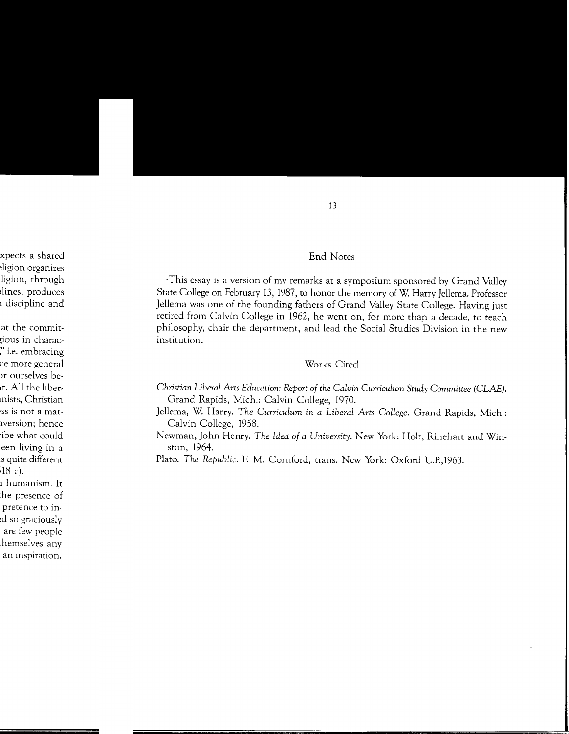## End Notes

[1]This essay is a version of my remarks at a symposium sponsored by Grand Valley State College on February 13, 1987, to honor the memory of W. Harry Jellema. Professor Jellema was one of the founding fathers of Grand Valley State College. Having just retired from Calvin College in 1962, he went on, for more than a decade, to teach philosophy, chair the department, and lead the Social Studies Division in the new institution.

## Works Cited

*Christian Liberal Arts Education: Report of the Calvin Curriculum Study Committee (CLAE).* Grand Rapids, Mich.: Calvin College, 1970.

Jellema, W. Harry. *The Curriculum in a Liberal Arts College.* Grand Rapids, Mich.: Calvin College, 1958.

Newman, John Henry. *The Idea of a University.* New York: Holt, Rinehart and Winston, 1964.

Plato. *The Republic.* F. M. Cornford, trans. New York: Oxford U.P.,1963.